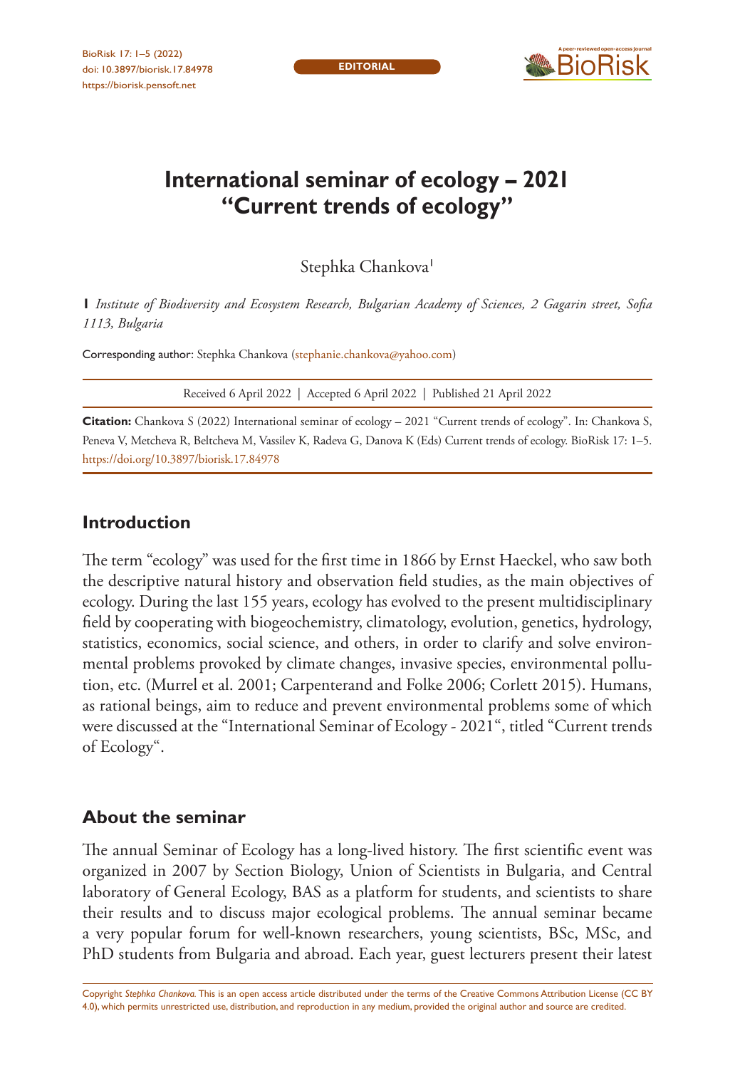# International seminar of ecology – 2021 "Current trends of ecology"

Stephka Chankova[1]

**1** *Institute of Biodiversity and Ecosystem Research, Bulgarian Academy of Sciences, 2 Gagarin street, Sofia 1113, Bulgaria*

Corresponding author: Stephka Chankova (stephanie.chankova@yahoo.com)

Received 6 April 2022 | Accepted 6 April 2022 | Published 21 April 2022

**Citation:** Chankova S (2022) International seminar of ecology – 2021 "Current trends of ecology". In: Chankova S, Peneva V, Metcheva R, Beltcheva M, Vassilev K, Radeva G, Danova K (Eds) Current trends of ecology. BioRisk 17: 1–5. https://doi.org/10.3897/biorisk.17.84978

## Introduction

The term "ecology" was used for the first time in 1866 by Ernst Haeckel, who saw both the descriptive natural history and observation field studies, as the main objectives of ecology. During the last 155 years, ecology has evolved to the present multidisciplinary field by cooperating with biogeochemistry, climatology, evolution, genetics, hydrology, statistics, economics, social science, and others, in order to clarify and solve environmental problems provoked by climate changes, invasive species, environmental pollution, etc. (Murrel et al. 2001; Carpenterand and Folke 2006; Corlett 2015). Humans, as rational beings, aim to reduce and prevent environmental problems some of which were discussed at the "International Seminar of Ecology - 2021", titled "Current trends of Ecology".

## About the seminar

The annual Seminar of Ecology has a long-lived history. The first scientific event was organized in 2007 by Section Biology, Union of Scientists in Bulgaria, and Central laboratory of General Ecology, BAS as a platform for students, and scientists to share their results and to discuss major ecological problems. The annual seminar became a very popular forum for well-known researchers, young scientists, BSc, MSc, and PhD students from Bulgaria and abroad. Each year, guest lecturers present their latest

Copyright *Stephka Chankova.* This is an open access article distributed under the terms of the Creative Commons Attribution License (CC BY 4.0), which permits unrestricted use, distribution, and reproduction in any medium, provided the original author and source are credited.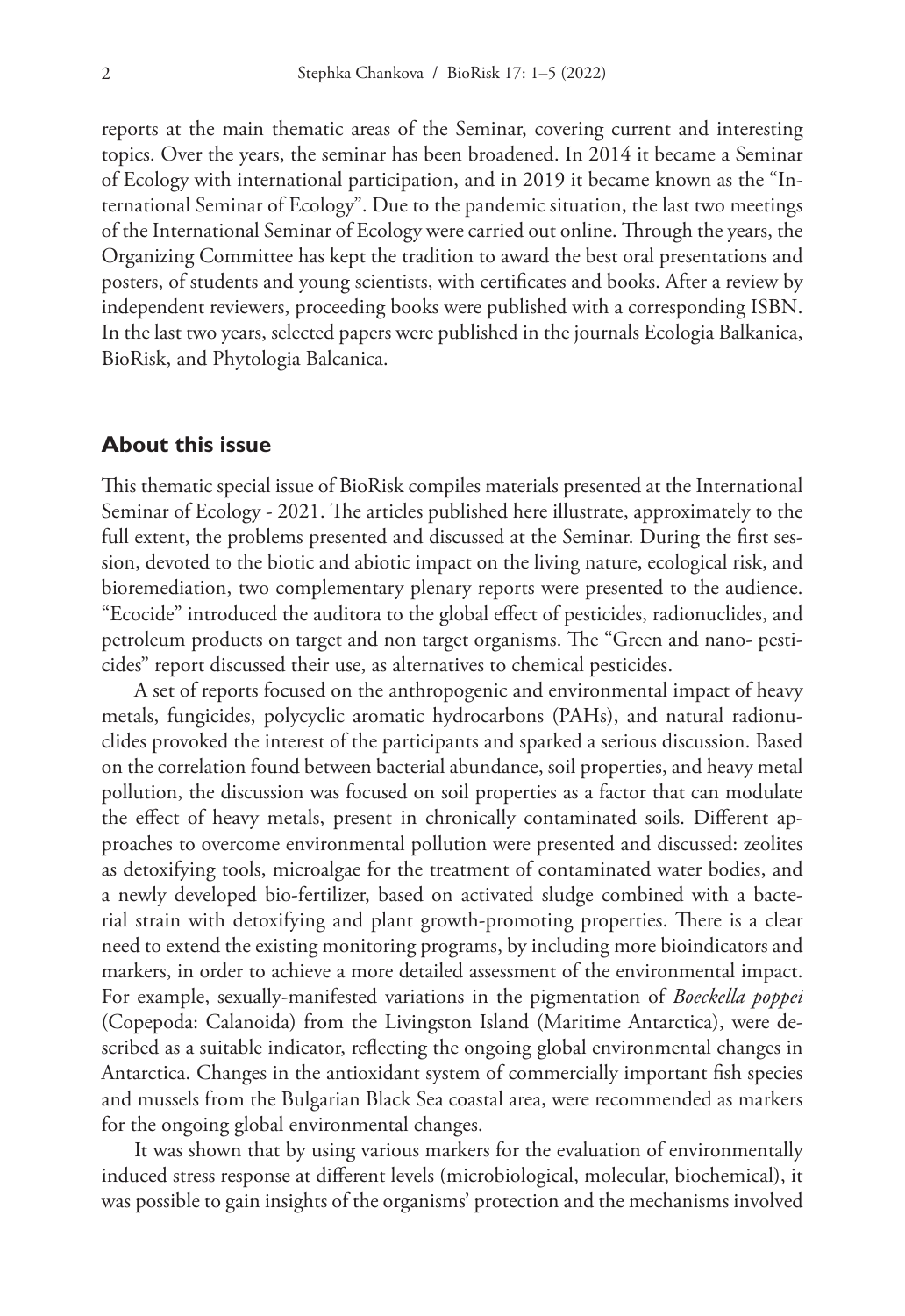reports at the main thematic areas of the Seminar, covering current and interesting topics. Over the years, the seminar has been broadened. In 2014 it became a Seminar of Ecology with international participation, and in 2019 it became known as the "International Seminar of Ecology". Due to the pandemic situation, the last two meetings of the International Seminar of Ecology were carried out online. Through the years, the Organizing Committee has kept the tradition to award the best oral presentations and posters, of students and young scientists, with certificates and books. After a review by independent reviewers, proceeding books were published with a corresponding ISBN. In the last two years, selected papers were published in the journals Ecologia Balkanica, BioRisk, and Phytologia Balcanica.

## About this issue

This thematic special issue of BioRisk compiles materials presented at the International Seminar of Ecology - 2021. The articles published here illustrate, approximately to the full extent, the problems presented and discussed at the Seminar. During the first session, devoted to the biotic and abiotic impact on the living nature, ecological risk, and bioremediation, two complementary plenary reports were presented to the audience. "Ecocide" introduced the auditora to the global effect of pesticides, radionuclides, and petroleum products on target and non target organisms. The "Green and nano- pesticides" report discussed their use, as alternatives to chemical pesticides.

A set of reports focused on the anthropogenic and environmental impact of heavy metals, fungicides, polycyclic aromatic hydrocarbons (PAHs), and natural radionuclides provoked the interest of the participants and sparked a serious discussion. Based on the correlation found between bacterial abundance, soil properties, and heavy metal pollution, the discussion was focused on soil properties as a factor that can modulate the effect of heavy metals, present in chronically contaminated soils. Different approaches to overcome environmental pollution were presented and discussed: zeolites as detoxifying tools, microalgae for the treatment of contaminated water bodies, and a newly developed bio-fertilizer, based on activated sludge combined with a bacterial strain with detoxifying and plant growth-promoting properties. There is a clear need to extend the existing monitoring programs, by including more bioindicators and markers, in order to achieve a more detailed assessment of the environmental impact. For example, sexually-manifested variations in the pigmentation of *Boeckella poppei* (Copepoda: Calanoida) from the Livingston Island (Maritime Antarctica), were described as a suitable indicator, reflecting the ongoing global environmental changes in Antarctica. Changes in the antioxidant system of commercially important fish species and mussels from the Bulgarian Black Sea coastal area, were recommended as markers for the ongoing global environmental changes.

It was shown that by using various markers for the evaluation of environmentally induced stress response at different levels (microbiological, molecular, biochemical), it was possible to gain insights of the organisms' protection and the mechanisms involved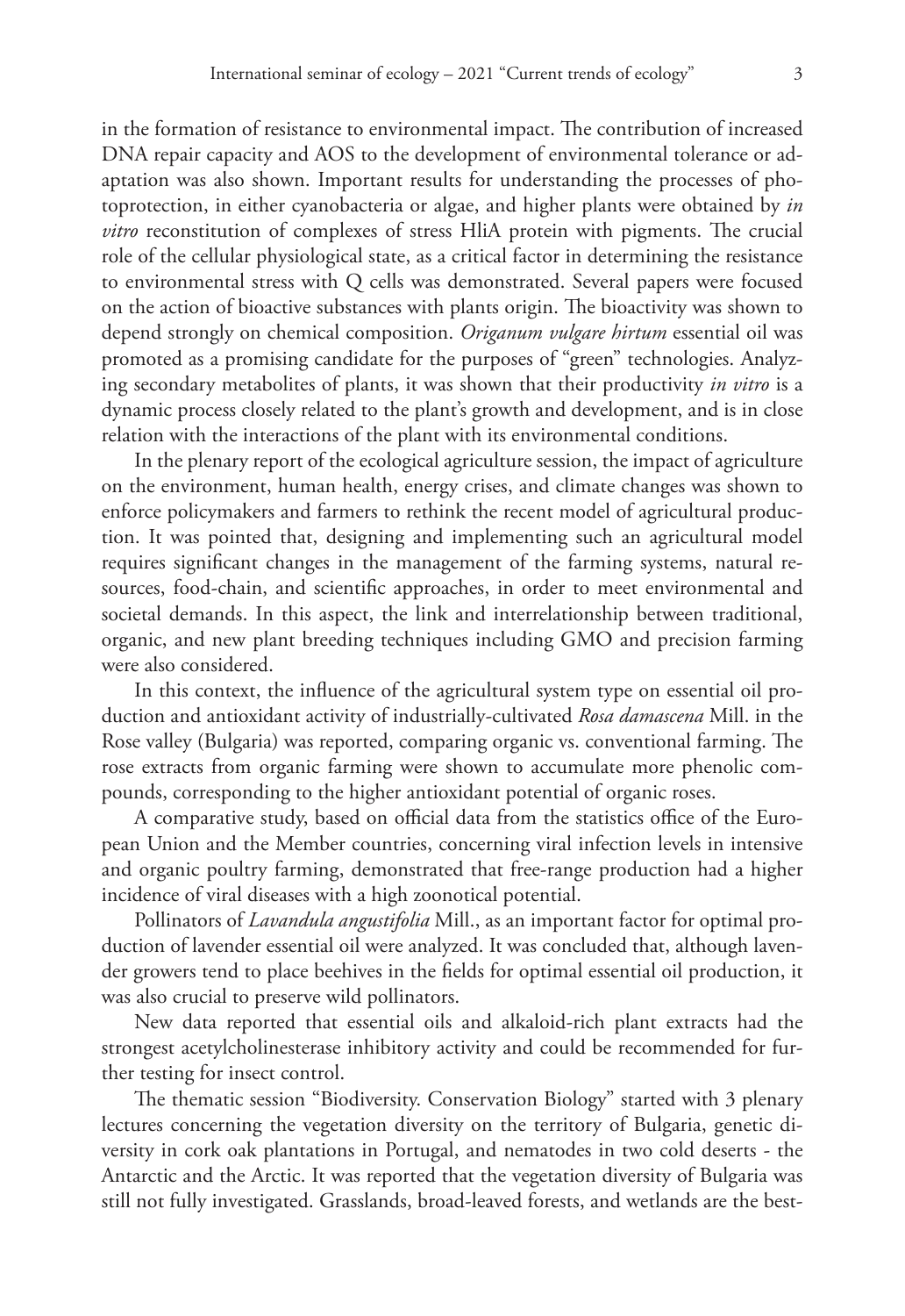in the formation of resistance to environmental impact. The contribution of increased DNA repair capacity and AOS to the development of environmental tolerance or adaptation was also shown. Important results for understanding the processes of photoprotection, in either cyanobacteria or algae, and higher plants were obtained by *in vitro* reconstitution of complexes of stress HliA protein with pigments. The crucial role of the cellular physiological state, as a critical factor in determining the resistance to environmental stress with Q cells was demonstrated. Several papers were focused on the action of bioactive substances with plants origin. The bioactivity was shown to depend strongly on chemical composition. *Origanum vulgare hirtum* essential oil was promoted as a promising candidate for the purposes of "green" technologies. Analyzing secondary metabolites of plants, it was shown that their productivity *in vitro* is a dynamic process closely related to the plant's growth and development, and is in close relation with the interactions of the plant with its environmental conditions.

In the plenary report of the ecological agriculture session, the impact of agriculture on the environment, human health, energy crises, and climate changes was shown to enforce policymakers and farmers to rethink the recent model of agricultural production. It was pointed that, designing and implementing such an agricultural model requires significant changes in the management of the farming systems, natural resources, food-chain, and scientific approaches, in order to meet environmental and societal demands. In this aspect, the link and interrelationship between traditional, organic, and new plant breeding techniques including GMO and precision farming were also considered.

In this context, the influence of the agricultural system type on essential oil production and antioxidant activity of industrially-cultivated *Rosa damascena* Mill. in the Rose valley (Bulgaria) was reported, comparing organic vs. conventional farming. The rose extracts from organic farming were shown to accumulate more phenolic compounds, corresponding to the higher antioxidant potential of organic roses.

A comparative study, based on official data from the statistics office of the European Union and the Member countries, concerning viral infection levels in intensive and organic poultry farming, demonstrated that free-range production had a higher incidence of viral diseases with a high zoonotical potential.

Pollinators of *Lavandula angustifolia* Mill., as an important factor for optimal production of lavender essential oil were analyzed. It was concluded that, although lavender growers tend to place beehives in the fields for optimal essential oil production, it was also crucial to preserve wild pollinators.

New data reported that essential oils and alkaloid-rich plant extracts had the strongest acetylcholinesterase inhibitory activity and could be recommended for further testing for insect control.

The thematic session "Biodiversity. Conservation Biology" started with 3 plenary lectures concerning the vegetation diversity on the territory of Bulgaria, genetic diversity in cork oak plantations in Portugal, and nematodes in two cold deserts - the Antarctic and the Arctic. It was reported that the vegetation diversity of Bulgaria was still not fully investigated. Grasslands, broad-leaved forests, and wetlands are the best-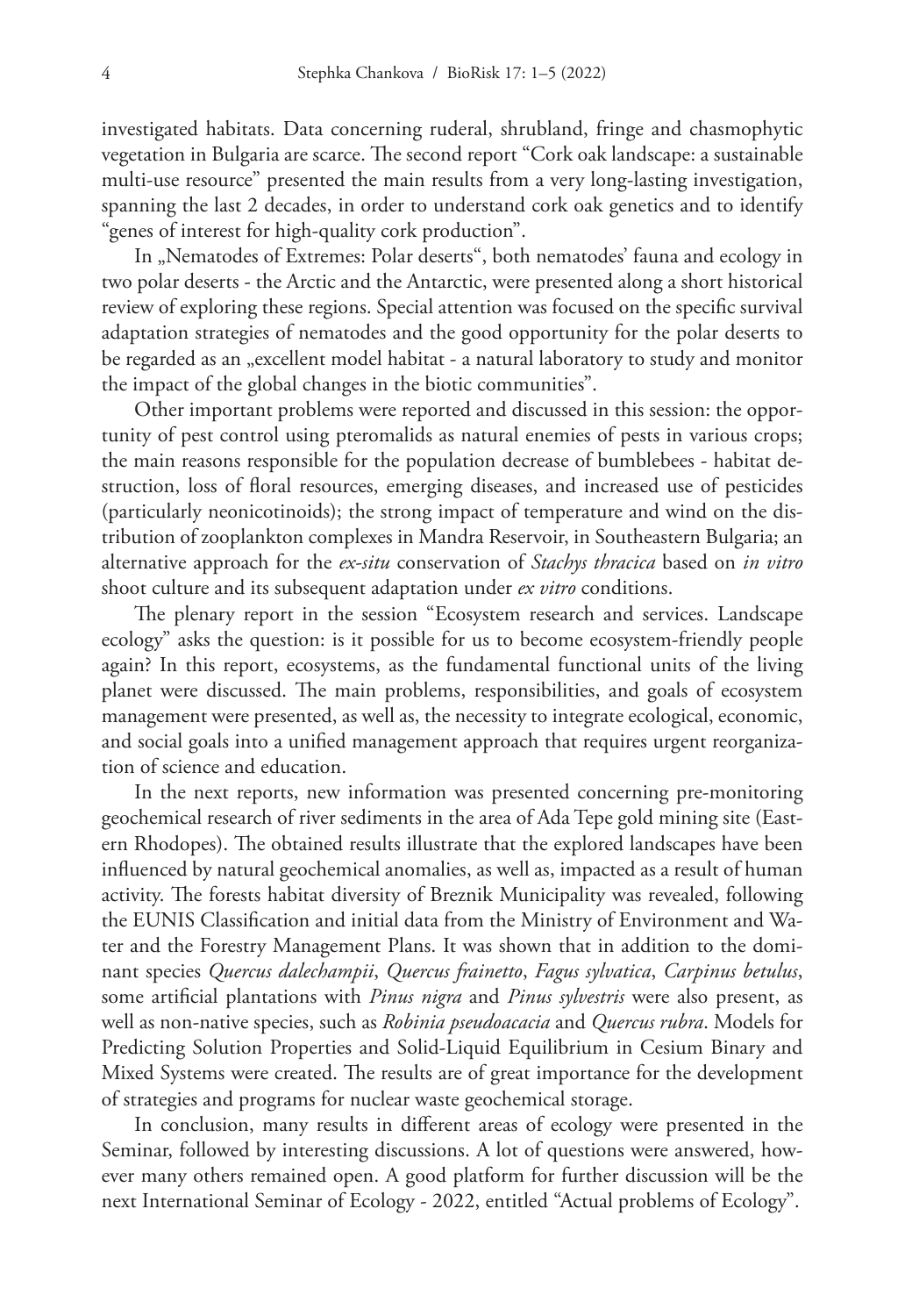investigated habitats. Data concerning ruderal, shrubland, fringe and chasmophytic vegetation in Bulgaria are scarce. The second report "Cork oak landscape: a sustainable multi-use resource" presented the main results from a very long-lasting investigation, spanning the last 2 decades, in order to understand cork oak genetics and to identify "genes of interest for high-quality cork production".

In „Nematodes of Extremes: Polar deserts", both nematodes' fauna and ecology in two polar deserts - the Arctic and the Antarctic, were presented along a short historical review of exploring these regions. Special attention was focused on the specific survival adaptation strategies of nematodes and the good opportunity for the polar deserts to be regarded as an „excellent model habitat - a natural laboratory to study and monitor the impact of the global changes in the biotic communities".

Other important problems were reported and discussed in this session: the opportunity of pest control using pteromalids as natural enemies of pests in various crops; the main reasons responsible for the population decrease of bumblebees - habitat destruction, loss of floral resources, emerging diseases, and increased use of pesticides (particularly neonicotinoids); the strong impact of temperature and wind on the distribution of zooplankton complexes in Mandra Reservoir, in Southeastern Bulgaria; an alternative approach for the *ex-situ* conservation of *Stachys thracica* based on *in vitro* shoot culture and its subsequent adaptation under *ex vitro* conditions.

The plenary report in the session "Ecosystem research and services. Landscape ecology" asks the question: is it possible for us to become ecosystem-friendly people again? In this report, ecosystems, as the fundamental functional units of the living planet were discussed. The main problems, responsibilities, and goals of ecosystem management were presented, as well as, the necessity to integrate ecological, economic, and social goals into a unified management approach that requires urgent reorganization of science and education.

In the next reports, new information was presented concerning pre-monitoring geochemical research of river sediments in the area of Ada Tepe gold mining site (Eastern Rhodopes). The obtained results illustrate that the explored landscapes have been influenced by natural geochemical anomalies, as well as, impacted as a result of human activity. The forests habitat diversity of Breznik Municipality was revealed, following the EUNIS Classification and initial data from the Ministry of Environment and Water and the Forestry Management Plans. It was shown that in addition to the dominant species *Quercus dalechampii*, *Quercus frainetto*, *Fagus sylvatica*, *Carpinus betulus*, some artificial plantations with *Pinus nigra* and *Pinus sylvestris* were also present, as well as non-native species, such as *Robinia pseudoacacia* and *Quercus rubra*. Models for Predicting Solution Properties and Solid-Liquid Equilibrium in Cesium Binary and Mixed Systems were created. The results are of great importance for the development of strategies and programs for nuclear waste geochemical storage.

In conclusion, many results in different areas of ecology were presented in the Seminar, followed by interesting discussions. A lot of questions were answered, however many others remained open. A good platform for further discussion will be the next International Seminar of Ecology - 2022, entitled "Actual problems of Ecology".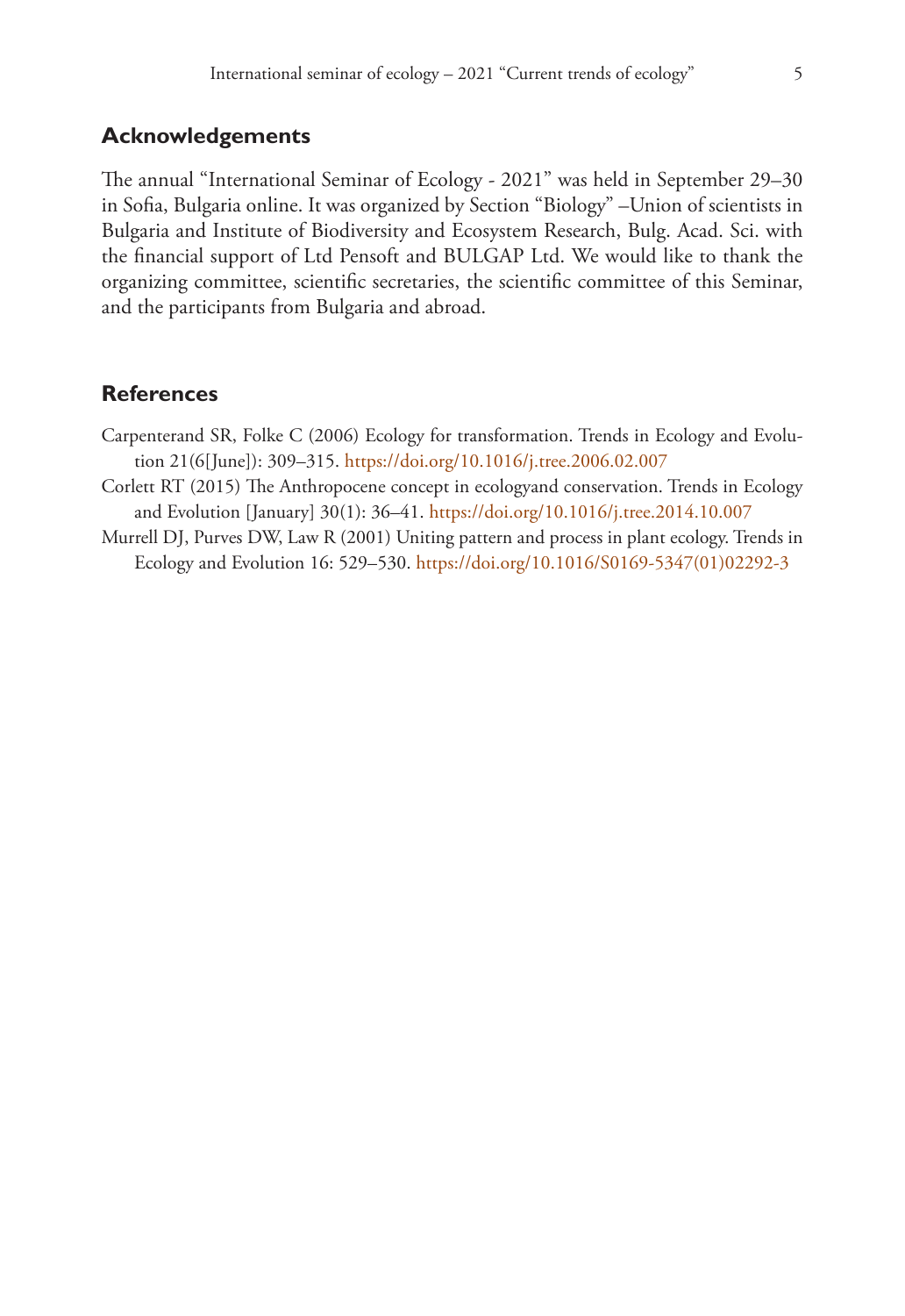## Acknowledgements

The annual "International Seminar of Ecology - 2021" was held in September 29–30 in Sofia, Bulgaria online. It was organized by Section "Biology" –Union of scientists in Bulgaria and Institute of Biodiversity and Ecosystem Research, Bulg. Acad. Sci. with the financial support of Ltd Pensoft and BULGAP Ltd. We would like to thank the organizing committee, scientific secretaries, the scientific committee of this Seminar, and the participants from Bulgaria and abroad.

## References

Carpenterand SR, Folke C (2006) Ecology for transformation. Trends in Ecology and Evolution 21(6[June]): 309–315. https://doi.org/10.1016/j.tree.2006.02.007

Corlett RT (2015) The Anthropocene concept in ecologyand conservation. Trends in Ecology and Evolution [January] 30(1): 36–41. https://doi.org/10.1016/j.tree.2014.10.007

Murrell DJ, Purves DW, Law R (2001) Uniting pattern and process in plant ecology. Trends in Ecology and Evolution 16: 529–530. https://doi.org/10.1016/S0169-5347(01)02292-3